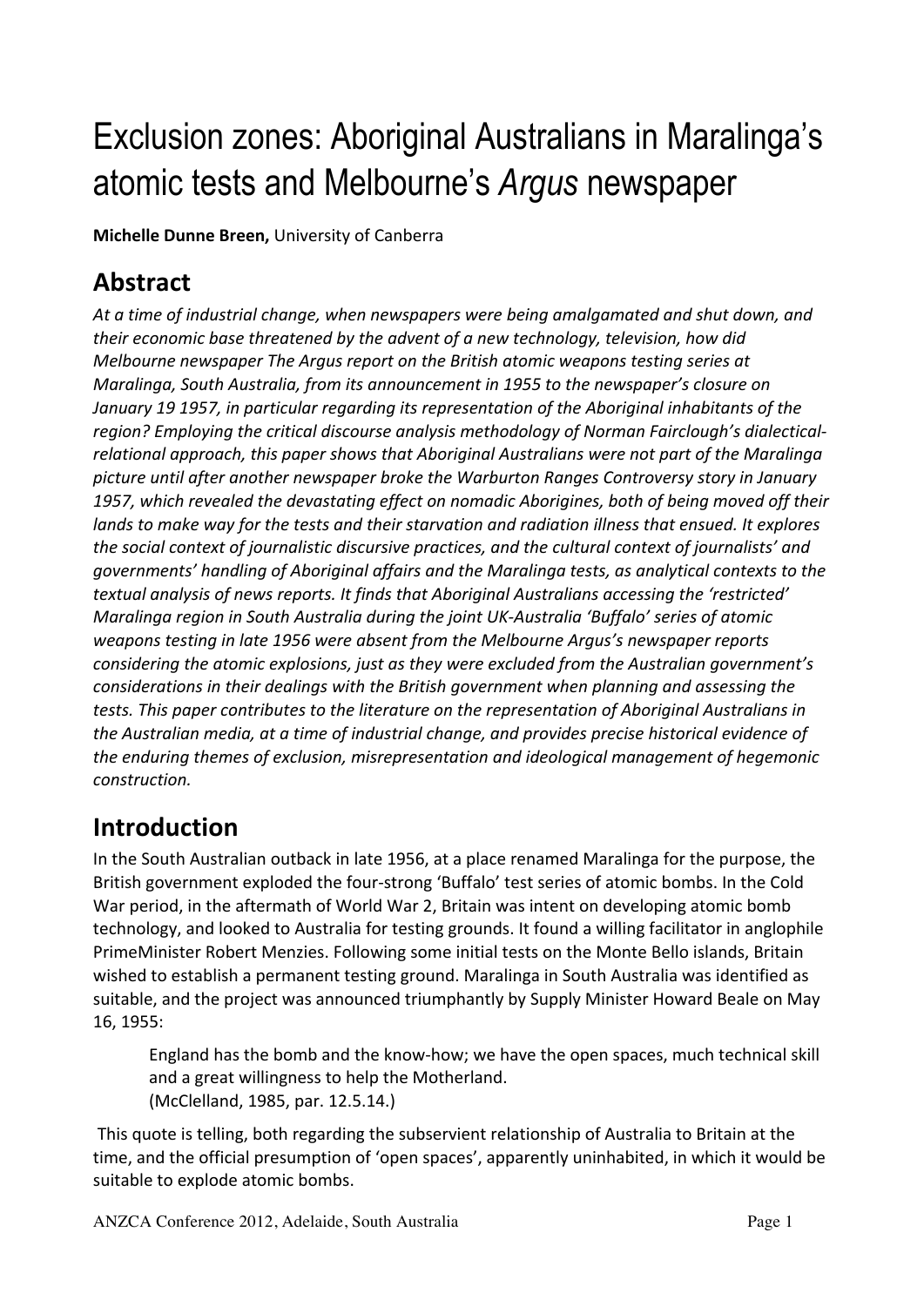# Exclusion zones: Aboriginal Australians in Maralinga's atomic tests and Melbourne's *Argus* newspaper

**Michelle Dunne Breen,** University of Canberra

## Abstract

*At a time of industrial change, when newspapers were being amalgamated and shut down, and their economic base threatened by the advent of a new technology, television, how did Melbourne newspaper The Argus report on the British atomic weapons testing series at Maralinga, South Australia, from its announcement in 1955 to the newspaper's closure on January 19 1957, in particular regarding its representation of the Aboriginal inhabitants of the region? Employing the critical discourse analysis methodology of Norman Fairclough's dialectical-relational approach, this paper shows that Aboriginal Australians were not part of the Maralinga picture until after another newspaper broke the Warburton Ranges Controversy story in January 1957, which revealed the devastating effect on nomadic Aborigines, both of being moved off their lands to make way for the tests and their starvation and radiation illness that ensued. It explores the social context of journalistic discursive practices, and the cultural context of journalists' and governments' handling of Aboriginal affairs and the Maralinga tests, as analytical contexts to the textual analysis of news reports. It finds that Aboriginal Australians accessing the 'restricted' Maralinga region in South Australia during the joint UK-Australia 'Buffalo' series of atomic weapons testing in late 1956 were absent from the Melbourne Argus's newspaper reports considering the atomic explosions, just as they were excluded from the Australian government's considerations in their dealings with the British government when planning and assessing the tests. This paper contributes to the literature on the representation of Aboriginal Australians in the Australian media, at a time of industrial change, and provides precise historical evidence of the enduring themes of exclusion, misrepresentation and ideological management of hegemonic construction.*

## Introduction

In the South Australian outback in late 1956, at a place renamed Maralinga for the purpose, the British government exploded the four-strong 'Buffalo' test series of atomic bombs. In the Cold War period, in the aftermath of World War 2, Britain was intent on developing atomic bomb technology, and looked to Australia for testing grounds. It found a willing facilitator in anglophile PrimeMinister Robert Menzies. Following some initial tests on the Monte Bello islands, Britain wished to establish a permanent testing ground. Maralinga in South Australia was identified as suitable, and the project was announced triumphantly by Supply Minister Howard Beale on May 16, 1955:

> England has the bomb and the know-how; we have the open spaces, much technical skill and a great willingness to help the Motherland.
> (McClelland, 1985, par. 12.5.14.)

This quote is telling, both regarding the subservient relationship of Australia to Britain at the time, and the official presumption of 'open spaces', apparently uninhabited, in which it would be suitable to explode atomic bombs.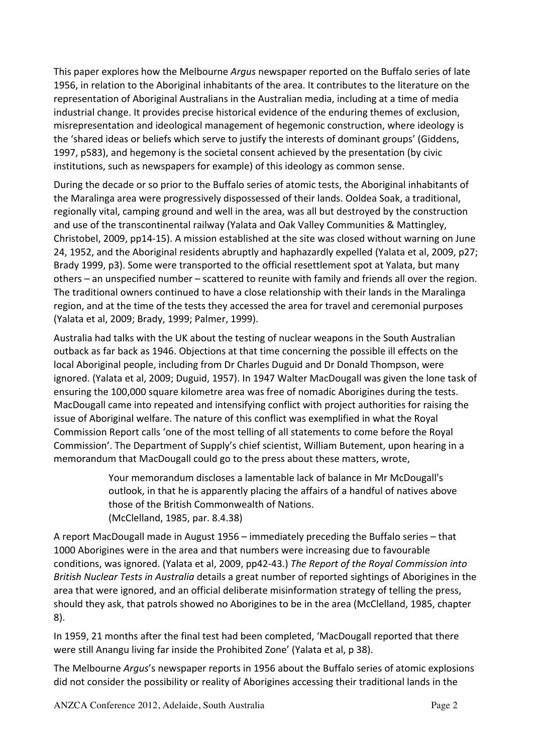This paper explores how the Melbourne *Argus* newspaper reported on the Buffalo series of late 1956, in relation to the Aboriginal inhabitants of the area. It contributes to the literature on the representation of Aboriginal Australians in the Australian media, including at a time of media industrial change. It provides precise historical evidence of the enduring themes of exclusion, misrepresentation and ideological management of hegemonic construction, where ideology is the 'shared ideas or beliefs which serve to justify the interests of dominant groups' (Giddens, 1997, p583), and hegemony is the societal consent achieved by the presentation (by civic institutions, such as newspapers for example) of this ideology as common sense.

During the decade or so prior to the Buffalo series of atomic tests, the Aboriginal inhabitants of the Maralinga area were progressively dispossessed of their lands. Ooldea Soak, a traditional, regionally vital, camping ground and well in the area, was all but destroyed by the construction and use of the transcontinental railway (Yalata and Oak Valley Communities & Mattingley, Christobel, 2009, pp14-15). A mission established at the site was closed without warning on June 24, 1952, and the Aboriginal residents abruptly and haphazardly expelled (Yalata et al, 2009, p27; Brady 1999, p3). Some were transported to the official resettlement spot at Yalata, but many others – an unspecified number – scattered to reunite with family and friends all over the region. The traditional owners continued to have a close relationship with their lands in the Maralinga region, and at the time of the tests they accessed the area for travel and ceremonial purposes (Yalata et al, 2009; Brady, 1999; Palmer, 1999).

Australia had talks with the UK about the testing of nuclear weapons in the South Australian outback as far back as 1946. Objections at that time concerning the possible ill effects on the local Aboriginal people, including from Dr Charles Duguid and Dr Donald Thompson, were ignored. (Yalata et al, 2009; Duguid, 1957). In 1947 Walter MacDougall was given the lone task of ensuring the 100,000 square kilometre area was free of nomadic Aborigines during the tests. MacDougall came into repeated and intensifying conflict with project authorities for raising the issue of Aboriginal welfare. The nature of this conflict was exemplified in what the Royal Commission Report calls 'one of the most telling of all statements to come before the Royal Commission'. The Department of Supply's chief scientist, William Butement, upon hearing in a memorandum that MacDougall could go to the press about these matters, wrote,

> Your memorandum discloses a lamentable lack of balance in Mr McDougall's outlook, in that he is apparently placing the affairs of a handful of natives above those of the British Commonwealth of Nations.
> (McClelland, 1985, par. 8.4.38)

A report MacDougall made in August 1956 – immediately preceding the Buffalo series – that 1000 Aborigines were in the area and that numbers were increasing due to favourable conditions, was ignored. (Yalata et al, 2009, pp42-43.) *The Report of the Royal Commission into British Nuclear Tests in Australia* details a great number of reported sightings of Aborigines in the area that were ignored, and an official deliberate misinformation strategy of telling the press, should they ask, that patrols showed no Aborigines to be in the area (McClelland, 1985, chapter 8).

In 1959, 21 months after the final test had been completed, 'MacDougall reported that there were still Anangu living far inside the Prohibited Zone' (Yalata et al, p 38).

The Melbourne *Argus*'s newspaper reports in 1956 about the Buffalo series of atomic explosions did not consider the possibility or reality of Aborigines accessing their traditional lands in the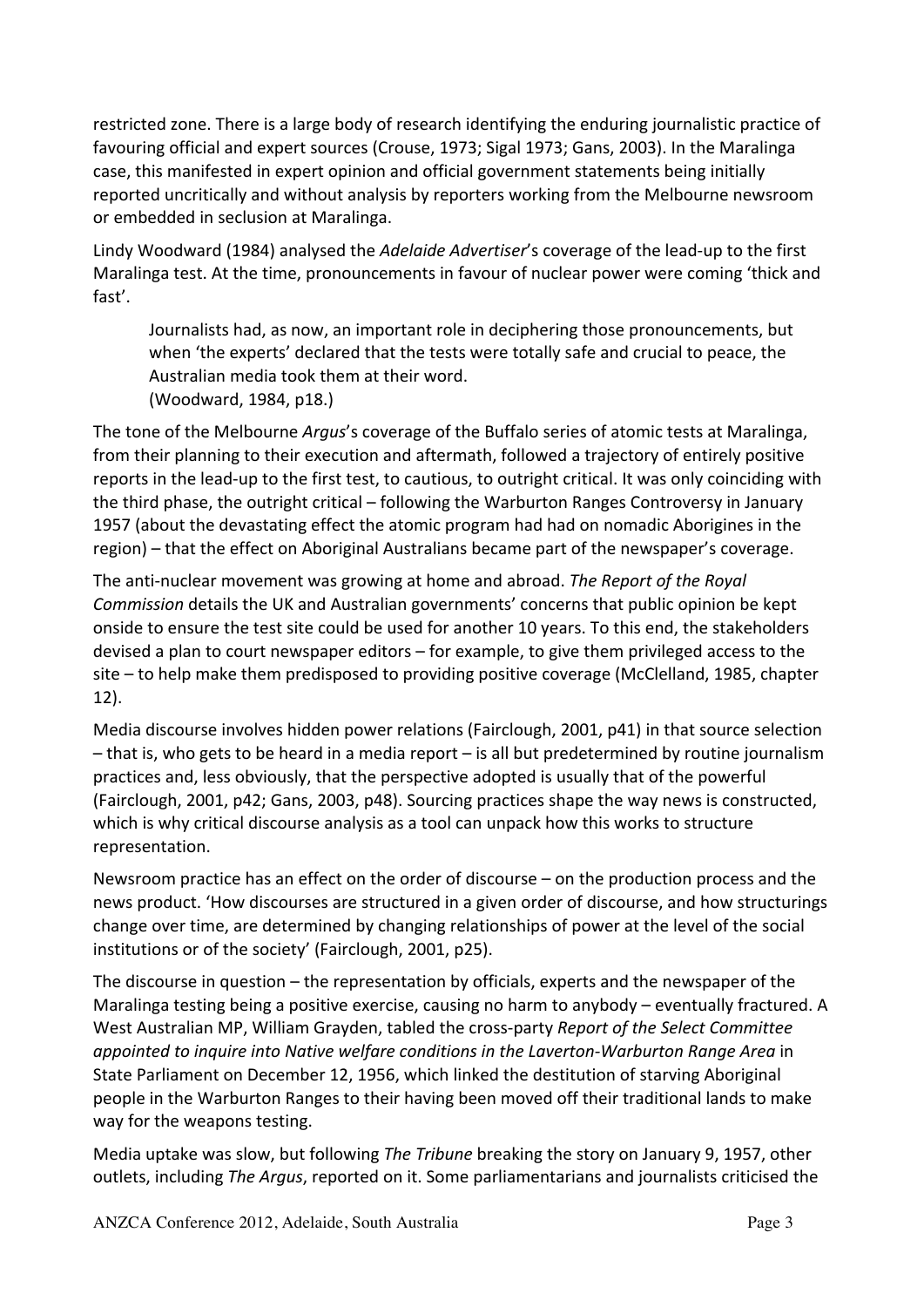restricted zone. There is a large body of research identifying the enduring journalistic practice of favouring official and expert sources (Crouse, 1973; Sigal 1973; Gans, 2003). In the Maralinga case, this manifested in expert opinion and official government statements being initially reported uncritically and without analysis by reporters working from the Melbourne newsroom or embedded in seclusion at Maralinga.

Lindy Woodward (1984) analysed the *Adelaide Advertiser*'s coverage of the lead-up to the first Maralinga test. At the time, pronouncements in favour of nuclear power were coming 'thick and fast'.

> Journalists had, as now, an important role in deciphering those pronouncements, but when 'the experts' declared that the tests were totally safe and crucial to peace, the Australian media took them at their word.
> (Woodward, 1984, p18.)

The tone of the Melbourne *Argus*'s coverage of the Buffalo series of atomic tests at Maralinga, from their planning to their execution and aftermath, followed a trajectory of entirely positive reports in the lead-up to the first test, to cautious, to outright critical. It was only coinciding with the third phase, the outright critical – following the Warburton Ranges Controversy in January 1957 (about the devastating effect the atomic program had had on nomadic Aborigines in the region) – that the effect on Aboriginal Australians became part of the newspaper's coverage.

The anti-nuclear movement was growing at home and abroad. *The Report of the Royal Commission* details the UK and Australian governments' concerns that public opinion be kept onside to ensure the test site could be used for another 10 years. To this end, the stakeholders devised a plan to court newspaper editors – for example, to give them privileged access to the site – to help make them predisposed to providing positive coverage (McClelland, 1985, chapter 12).

Media discourse involves hidden power relations (Fairclough, 2001, p41) in that source selection – that is, who gets to be heard in a media report – is all but predetermined by routine journalism practices and, less obviously, that the perspective adopted is usually that of the powerful (Fairclough, 2001, p42; Gans, 2003, p48). Sourcing practices shape the way news is constructed, which is why critical discourse analysis as a tool can unpack how this works to structure representation.

Newsroom practice has an effect on the order of discourse – on the production process and the news product. 'How discourses are structured in a given order of discourse, and how structurings change over time, are determined by changing relationships of power at the level of the social institutions or of the society' (Fairclough, 2001, p25).

The discourse in question – the representation by officials, experts and the newspaper of the Maralinga testing being a positive exercise, causing no harm to anybody – eventually fractured. A West Australian MP, William Grayden, tabled the cross-party *Report of the Select Committee appointed to inquire into Native welfare conditions in the Laverton-Warburton Range Area* in State Parliament on December 12, 1956, which linked the destitution of starving Aboriginal people in the Warburton Ranges to their having been moved off their traditional lands to make way for the weapons testing.

Media uptake was slow, but following *The Tribune* breaking the story on January 9, 1957, other outlets, including *The Argus*, reported on it. Some parliamentarians and journalists criticised the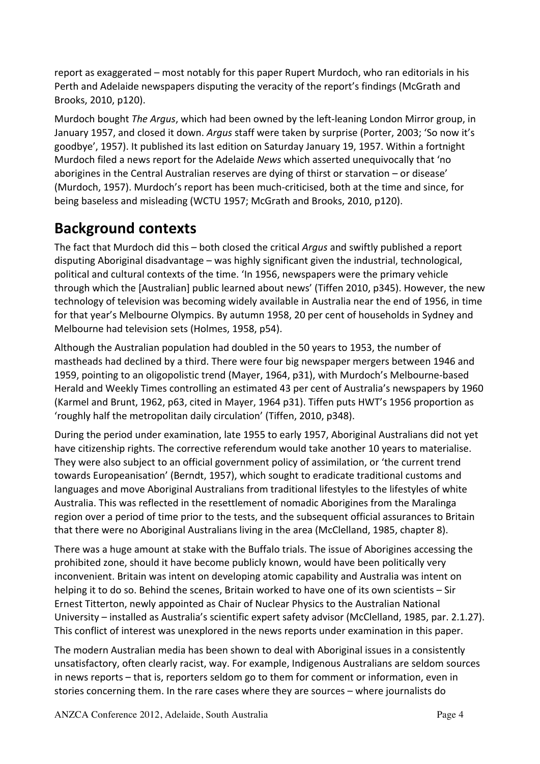report as exaggerated – most notably for this paper Rupert Murdoch, who ran editorials in his Perth and Adelaide newspapers disputing the veracity of the report's findings (McGrath and Brooks, 2010, p120).

Murdoch bought *The Argus*, which had been owned by the left-leaning London Mirror group, in January 1957, and closed it down. *Argus* staff were taken by surprise (Porter, 2003; 'So now it's goodbye', 1957). It published its last edition on Saturday January 19, 1957. Within a fortnight Murdoch filed a news report for the Adelaide *News* which asserted unequivocally that 'no aborigines in the Central Australian reserves are dying of thirst or starvation – or disease' (Murdoch, 1957). Murdoch's report has been much-criticised, both at the time and since, for being baseless and misleading (WCTU 1957; McGrath and Brooks, 2010, p120).

## Background contexts

The fact that Murdoch did this – both closed the critical *Argus* and swiftly published a report disputing Aboriginal disadvantage – was highly significant given the industrial, technological, political and cultural contexts of the time. 'In 1956, newspapers were the primary vehicle through which the [Australian] public learned about news' (Tiffen 2010, p345). However, the new technology of television was becoming widely available in Australia near the end of 1956, in time for that year's Melbourne Olympics. By autumn 1958, 20 per cent of households in Sydney and Melbourne had television sets (Holmes, 1958, p54).

Although the Australian population had doubled in the 50 years to 1953, the number of mastheads had declined by a third. There were four big newspaper mergers between 1946 and 1959, pointing to an oligopolistic trend (Mayer, 1964, p31), with Murdoch's Melbourne-based Herald and Weekly Times controlling an estimated 43 per cent of Australia's newspapers by 1960 (Karmel and Brunt, 1962, p63, cited in Mayer, 1964 p31). Tiffen puts HWT's 1956 proportion as 'roughly half the metropolitan daily circulation' (Tiffen, 2010, p348).

During the period under examination, late 1955 to early 1957, Aboriginal Australians did not yet have citizenship rights. The corrective referendum would take another 10 years to materialise. They were also subject to an official government policy of assimilation, or 'the current trend towards Europeanisation' (Berndt, 1957), which sought to eradicate traditional customs and languages and move Aboriginal Australians from traditional lifestyles to the lifestyles of white Australia. This was reflected in the resettlement of nomadic Aborigines from the Maralinga region over a period of time prior to the tests, and the subsequent official assurances to Britain that there were no Aboriginal Australians living in the area (McClelland, 1985, chapter 8).

There was a huge amount at stake with the Buffalo trials. The issue of Aborigines accessing the prohibited zone, should it have become publicly known, would have been politically very inconvenient. Britain was intent on developing atomic capability and Australia was intent on helping it to do so. Behind the scenes, Britain worked to have one of its own scientists – Sir Ernest Titterton, newly appointed as Chair of Nuclear Physics to the Australian National University – installed as Australia's scientific expert safety advisor (McClelland, 1985, par. 2.1.27). This conflict of interest was unexplored in the news reports under examination in this paper.

The modern Australian media has been shown to deal with Aboriginal issues in a consistently unsatisfactory, often clearly racist, way. For example, Indigenous Australians are seldom sources in news reports – that is, reporters seldom go to them for comment or information, even in stories concerning them. In the rare cases where they are sources – where journalists do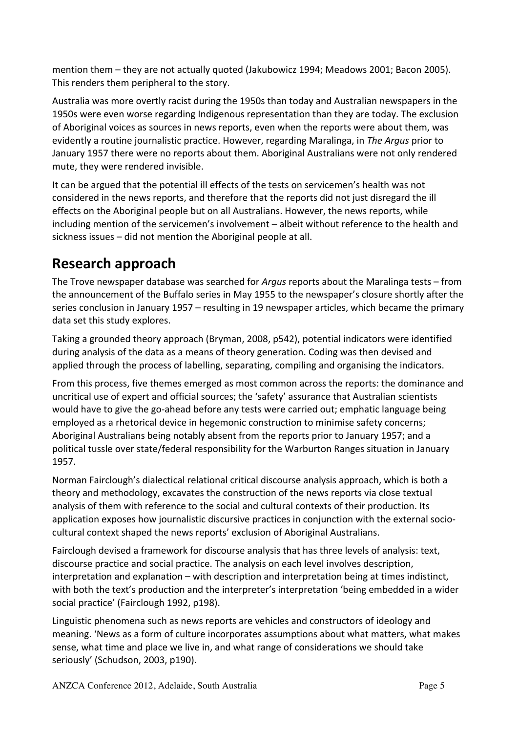mention them – they are not actually quoted (Jakubowicz 1994; Meadows 2001; Bacon 2005). This renders them peripheral to the story.

Australia was more overtly racist during the 1950s than today and Australian newspapers in the 1950s were even worse regarding Indigenous representation than they are today. The exclusion of Aboriginal voices as sources in news reports, even when the reports were about them, was evidently a routine journalistic practice. However, regarding Maralinga, in *The Argus* prior to January 1957 there were no reports about them. Aboriginal Australians were not only rendered mute, they were rendered invisible.

It can be argued that the potential ill effects of the tests on servicemen's health was not considered in the news reports, and therefore that the reports did not just disregard the ill effects on the Aboriginal people but on all Australians. However, the news reports, while including mention of the servicemen's involvement – albeit without reference to the health and sickness issues – did not mention the Aboriginal people at all.

## Research approach

The Trove newspaper database was searched for *Argus* reports about the Maralinga tests – from the announcement of the Buffalo series in May 1955 to the newspaper's closure shortly after the series conclusion in January 1957 – resulting in 19 newspaper articles, which became the primary data set this study explores.

Taking a grounded theory approach (Bryman, 2008, p542), potential indicators were identified during analysis of the data as a means of theory generation. Coding was then devised and applied through the process of labelling, separating, compiling and organising the indicators.

From this process, five themes emerged as most common across the reports: the dominance and uncritical use of expert and official sources; the 'safety' assurance that Australian scientists would have to give the go-ahead before any tests were carried out; emphatic language being employed as a rhetorical device in hegemonic construction to minimise safety concerns; Aboriginal Australians being notably absent from the reports prior to January 1957; and a political tussle over state/federal responsibility for the Warburton Ranges situation in January 1957.

Norman Fairclough's dialectical relational critical discourse analysis approach, which is both a theory and methodology, excavates the construction of the news reports via close textual analysis of them with reference to the social and cultural contexts of their production. Its application exposes how journalistic discursive practices in conjunction with the external socio-cultural context shaped the news reports' exclusion of Aboriginal Australians.

Fairclough devised a framework for discourse analysis that has three levels of analysis: text, discourse practice and social practice. The analysis on each level involves description, interpretation and explanation – with description and interpretation being at times indistinct, with both the text's production and the interpreter's interpretation 'being embedded in a wider social practice' (Fairclough 1992, p198).

Linguistic phenomena such as news reports are vehicles and constructors of ideology and meaning. 'News as a form of culture incorporates assumptions about what matters, what makes sense, what time and place we live in, and what range of considerations we should take seriously' (Schudson, 2003, p190).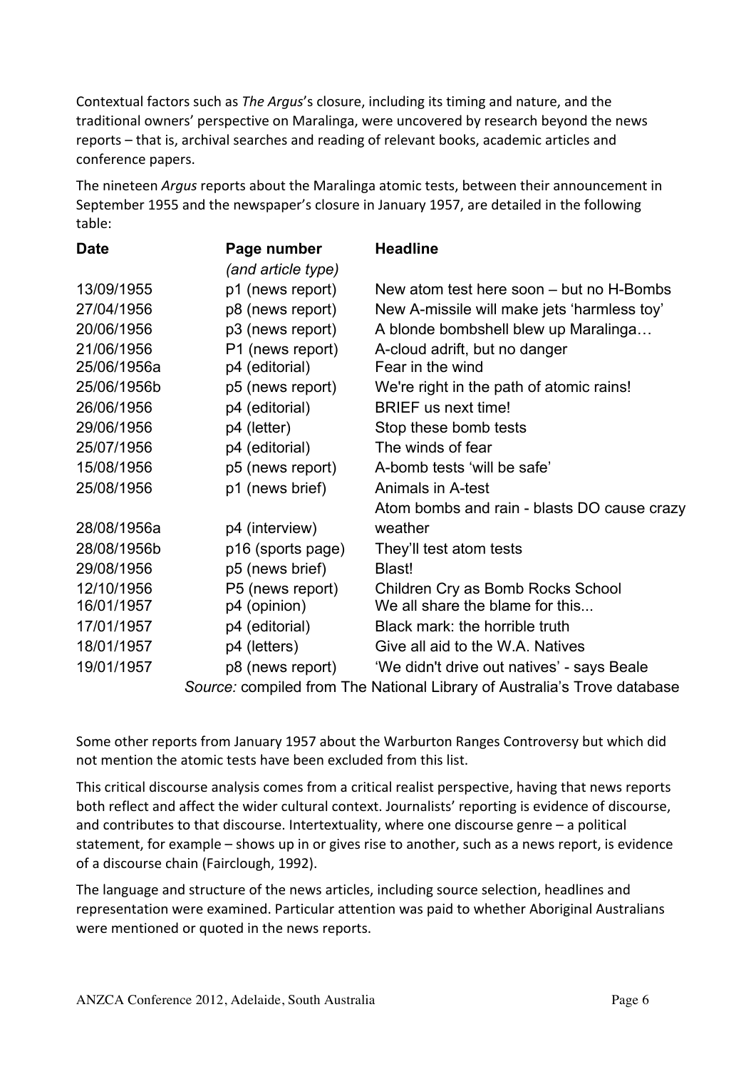Contextual factors such as *The Argus*'s closure, including its timing and nature, and the traditional owners' perspective on Maralinga, were uncovered by research beyond the news reports – that is, archival searches and reading of relevant books, academic articles and conference papers.

The nineteen *Argus* reports about the Maralinga atomic tests, between their announcement in September 1955 and the newspaper's closure in January 1957, are detailed in the following table:

| Date | Page number *(and article type)* | Headline |
|---|---|---|
| 13/09/1955 | p1 (news report) | New atom test here soon – but no H-Bombs |
| 27/04/1956 | p8 (news report) | New A-missile will make jets 'harmless toy' |
| 20/06/1956 | p3 (news report) | A blonde bombshell blew up Maralinga… |
| 21/06/1956 | P1 (news report) | A-cloud adrift, but no danger |
| 25/06/1956a | p4 (editorial) | Fear in the wind |
| 25/06/1956b | p5 (news report) | We're right in the path of atomic rains! |
| 26/06/1956 | p4 (editorial) | BRIEF us next time! |
| 29/06/1956 | p4 (letter) | Stop these bomb tests |
| 25/07/1956 | p4 (editorial) | The winds of fear |
| 15/08/1956 | p5 (news report) | A-bomb tests 'will be safe' |
| 25/08/1956 | p1 (news brief) | Animals in A-test |
| 28/08/1956a | p4 (interview) | Atom bombs and rain - blasts DO cause crazy weather |
| 28/08/1956b | p16 (sports page) | They'll test atom tests |
| 29/08/1956 | p5 (news brief) | Blast! |
| 12/10/1956 | P5 (news report) | Children Cry as Bomb Rocks School |
| 16/01/1957 | p4 (opinion) | We all share the blame for this... |
| 17/01/1957 | p4 (editorial) | Black mark: the horrible truth |
| 18/01/1957 | p4 (letters) | Give all aid to the W.A. Natives |
| 19/01/1957 | p8 (news report) | 'We didn't drive out natives' - says Beale |

*Source:* compiled from The National Library of Australia's Trove database

Some other reports from January 1957 about the Warburton Ranges Controversy but which did not mention the atomic tests have been excluded from this list.

This critical discourse analysis comes from a critical realist perspective, having that news reports both reflect and affect the wider cultural context. Journalists' reporting is evidence of discourse, and contributes to that discourse. Intertextuality, where one discourse genre – a political statement, for example – shows up in or gives rise to another, such as a news report, is evidence of a discourse chain (Fairclough, 1992).

The language and structure of the news articles, including source selection, headlines and representation were examined. Particular attention was paid to whether Aboriginal Australians were mentioned or quoted in the news reports.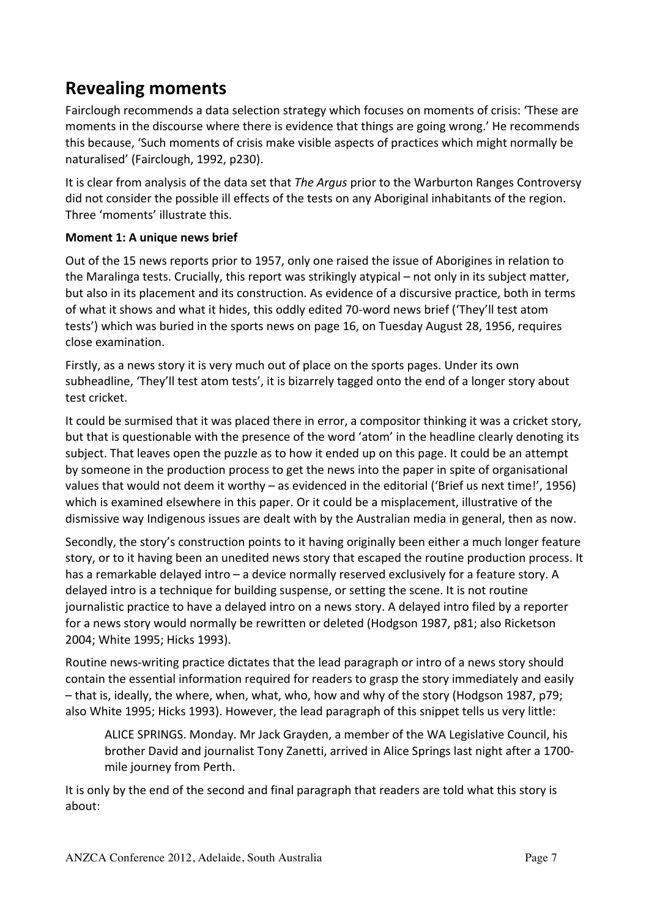## Revealing moments

Fairclough recommends a data selection strategy which focuses on moments of crisis: 'These are moments in the discourse where there is evidence that things are going wrong.' He recommends this because, 'Such moments of crisis make visible aspects of practices which might normally be naturalised' (Fairclough, 1992, p230).

It is clear from analysis of the data set that *The Argus* prior to the Warburton Ranges Controversy did not consider the possible ill effects of the tests on any Aboriginal inhabitants of the region. Three 'moments' illustrate this.

**Moment 1: A unique news brief**

Out of the 15 news reports prior to 1957, only one raised the issue of Aborigines in relation to the Maralinga tests. Crucially, this report was strikingly atypical – not only in its subject matter, but also in its placement and its construction. As evidence of a discursive practice, both in terms of what it shows and what it hides, this oddly edited 70-word news brief ('They'll test atom tests') which was buried in the sports news on page 16, on Tuesday August 28, 1956, requires close examination.

Firstly, as a news story it is very much out of place on the sports pages. Under its own subheadline, 'They'll test atom tests', it is bizarrely tagged onto the end of a longer story about test cricket.

It could be surmised that it was placed there in error, a compositor thinking it was a cricket story, but that is questionable with the presence of the word 'atom' in the headline clearly denoting its subject. That leaves open the puzzle as to how it ended up on this page. It could be an attempt by someone in the production process to get the news into the paper in spite of organisational values that would not deem it worthy – as evidenced in the editorial ('Brief us next time!', 1956) which is examined elsewhere in this paper. Or it could be a misplacement, illustrative of the dismissive way Indigenous issues are dealt with by the Australian media in general, then as now.

Secondly, the story's construction points to it having originally been either a much longer feature story, or to it having been an unedited news story that escaped the routine production process. It has a remarkable delayed intro – a device normally reserved exclusively for a feature story. A delayed intro is a technique for building suspense, or setting the scene. It is not routine journalistic practice to have a delayed intro on a news story. A delayed intro filed by a reporter for a news story would normally be rewritten or deleted (Hodgson 1987, p81; also Ricketson 2004; White 1995; Hicks 1993).

Routine news-writing practice dictates that the lead paragraph or intro of a news story should contain the essential information required for readers to grasp the story immediately and easily – that is, ideally, the where, when, what, who, how and why of the story (Hodgson 1987, p79; also White 1995; Hicks 1993). However, the lead paragraph of this snippet tells us very little:

> ALICE SPRINGS. Monday. Mr Jack Grayden, a member of the WA Legislative Council, his brother David and journalist Tony Zanetti, arrived in Alice Springs last night after a 1700-mile journey from Perth.

It is only by the end of the second and final paragraph that readers are told what this story is about: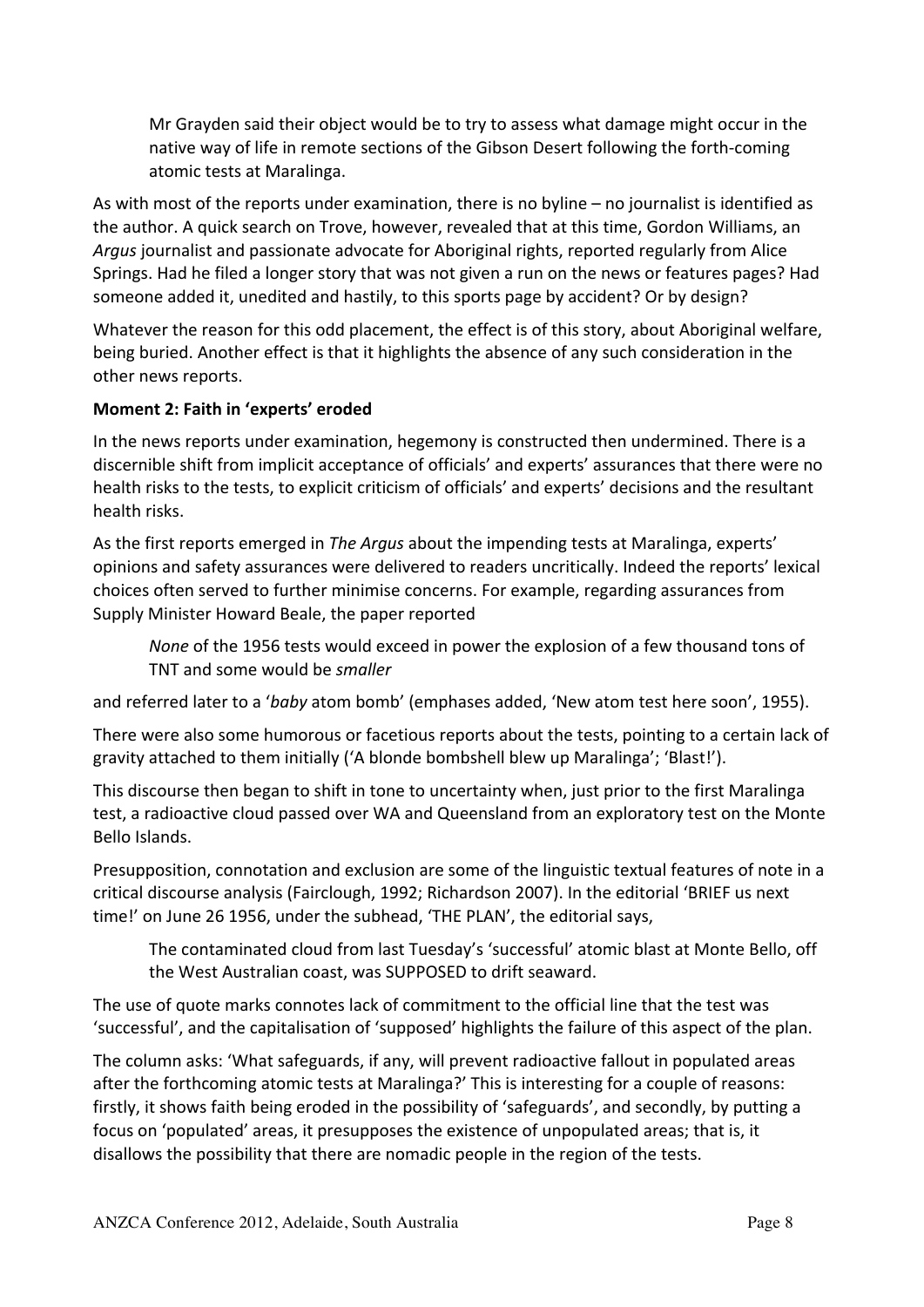> Mr Grayden said their object would be to try to assess what damage might occur in the native way of life in remote sections of the Gibson Desert following the forth-coming atomic tests at Maralinga.

As with most of the reports under examination, there is no byline – no journalist is identified as the author. A quick search on Trove, however, revealed that at this time, Gordon Williams, an *Argus* journalist and passionate advocate for Aboriginal rights, reported regularly from Alice Springs. Had he filed a longer story that was not given a run on the news or features pages? Had someone added it, unedited and hastily, to this sports page by accident? Or by design?

Whatever the reason for this odd placement, the effect is of this story, about Aboriginal welfare, being buried. Another effect is that it highlights the absence of any such consideration in the other news reports.

**Moment 2: Faith in 'experts' eroded**

In the news reports under examination, hegemony is constructed then undermined. There is a discernible shift from implicit acceptance of officials' and experts' assurances that there were no health risks to the tests, to explicit criticism of officials' and experts' decisions and the resultant health risks.

As the first reports emerged in *The Argus* about the impending tests at Maralinga, experts' opinions and safety assurances were delivered to readers uncritically. Indeed the reports' lexical choices often served to further minimise concerns. For example, regarding assurances from Supply Minister Howard Beale, the paper reported

> *None* of the 1956 tests would exceed in power the explosion of a few thousand tons of TNT and some would be *smaller*

and referred later to a '*baby* atom bomb' (emphases added, 'New atom test here soon', 1955).

There were also some humorous or facetious reports about the tests, pointing to a certain lack of gravity attached to them initially ('A blonde bombshell blew up Maralinga'; 'Blast!').

This discourse then began to shift in tone to uncertainty when, just prior to the first Maralinga test, a radioactive cloud passed over WA and Queensland from an exploratory test on the Monte Bello Islands.

Presupposition, connotation and exclusion are some of the linguistic textual features of note in a critical discourse analysis (Fairclough, 1992; Richardson 2007). In the editorial 'BRIEF us next time!' on June 26 1956, under the subhead, 'THE PLAN', the editorial says,

> The contaminated cloud from last Tuesday's 'successful' atomic blast at Monte Bello, off the West Australian coast, was SUPPOSED to drift seaward.

The use of quote marks connotes lack of commitment to the official line that the test was 'successful', and the capitalisation of 'supposed' highlights the failure of this aspect of the plan.

The column asks: 'What safeguards, if any, will prevent radioactive fallout in populated areas after the forthcoming atomic tests at Maralinga?' This is interesting for a couple of reasons: firstly, it shows faith being eroded in the possibility of 'safeguards', and secondly, by putting a focus on 'populated' areas, it presupposes the existence of unpopulated areas; that is, it disallows the possibility that there are nomadic people in the region of the tests.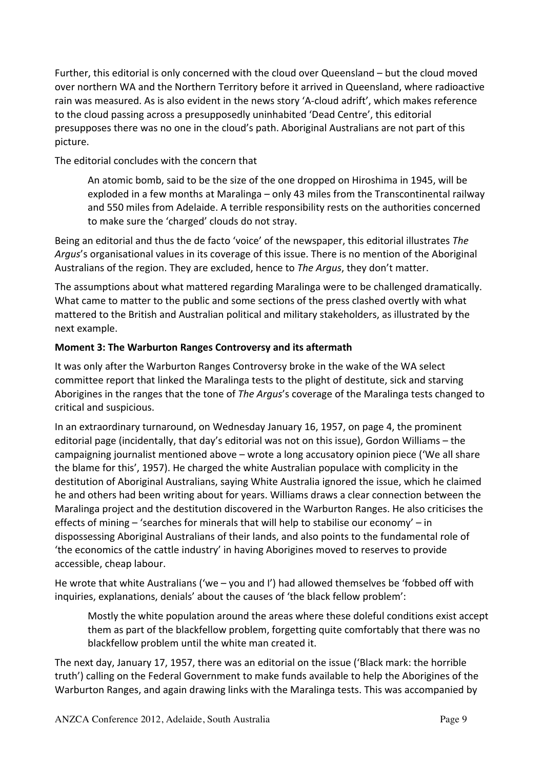Further, this editorial is only concerned with the cloud over Queensland – but the cloud moved over northern WA and the Northern Territory before it arrived in Queensland, where radioactive rain was measured. As is also evident in the news story 'A-cloud adrift', which makes reference to the cloud passing across a presupposedly uninhabited 'Dead Centre', this editorial presupposes there was no one in the cloud's path. Aboriginal Australians are not part of this picture.

The editorial concludes with the concern that

> An atomic bomb, said to be the size of the one dropped on Hiroshima in 1945, will be exploded in a few months at Maralinga – only 43 miles from the Transcontinental railway and 550 miles from Adelaide. A terrible responsibility rests on the authorities concerned to make sure the 'charged' clouds do not stray.

Being an editorial and thus the de facto 'voice' of the newspaper, this editorial illustrates *The Argus*'s organisational values in its coverage of this issue. There is no mention of the Aboriginal Australians of the region. They are excluded, hence to *The Argus*, they don't matter.

The assumptions about what mattered regarding Maralinga were to be challenged dramatically. What came to matter to the public and some sections of the press clashed overtly with what mattered to the British and Australian political and military stakeholders, as illustrated by the next example.

**Moment 3: The Warburton Ranges Controversy and its aftermath**

It was only after the Warburton Ranges Controversy broke in the wake of the WA select committee report that linked the Maralinga tests to the plight of destitute, sick and starving Aborigines in the ranges that the tone of *The Argus*'s coverage of the Maralinga tests changed to critical and suspicious.

In an extraordinary turnaround, on Wednesday January 16, 1957, on page 4, the prominent editorial page (incidentally, that day's editorial was not on this issue), Gordon Williams – the campaigning journalist mentioned above – wrote a long accusatory opinion piece ('We all share the blame for this', 1957). He charged the white Australian populace with complicity in the destitution of Aboriginal Australians, saying White Australia ignored the issue, which he claimed he and others had been writing about for years. Williams draws a clear connection between the Maralinga project and the destitution discovered in the Warburton Ranges. He also criticises the effects of mining – 'searches for minerals that will help to stabilise our economy' – in dispossessing Aboriginal Australians of their lands, and also points to the fundamental role of 'the economics of the cattle industry' in having Aborigines moved to reserves to provide accessible, cheap labour.

He wrote that white Australians ('we – you and I') had allowed themselves be 'fobbed off with inquiries, explanations, denials' about the causes of 'the black fellow problem':

> Mostly the white population around the areas where these doleful conditions exist accept them as part of the blackfellow problem, forgetting quite comfortably that there was no blackfellow problem until the white man created it.

The next day, January 17, 1957, there was an editorial on the issue ('Black mark: the horrible truth') calling on the Federal Government to make funds available to help the Aborigines of the Warburton Ranges, and again drawing links with the Maralinga tests. This was accompanied by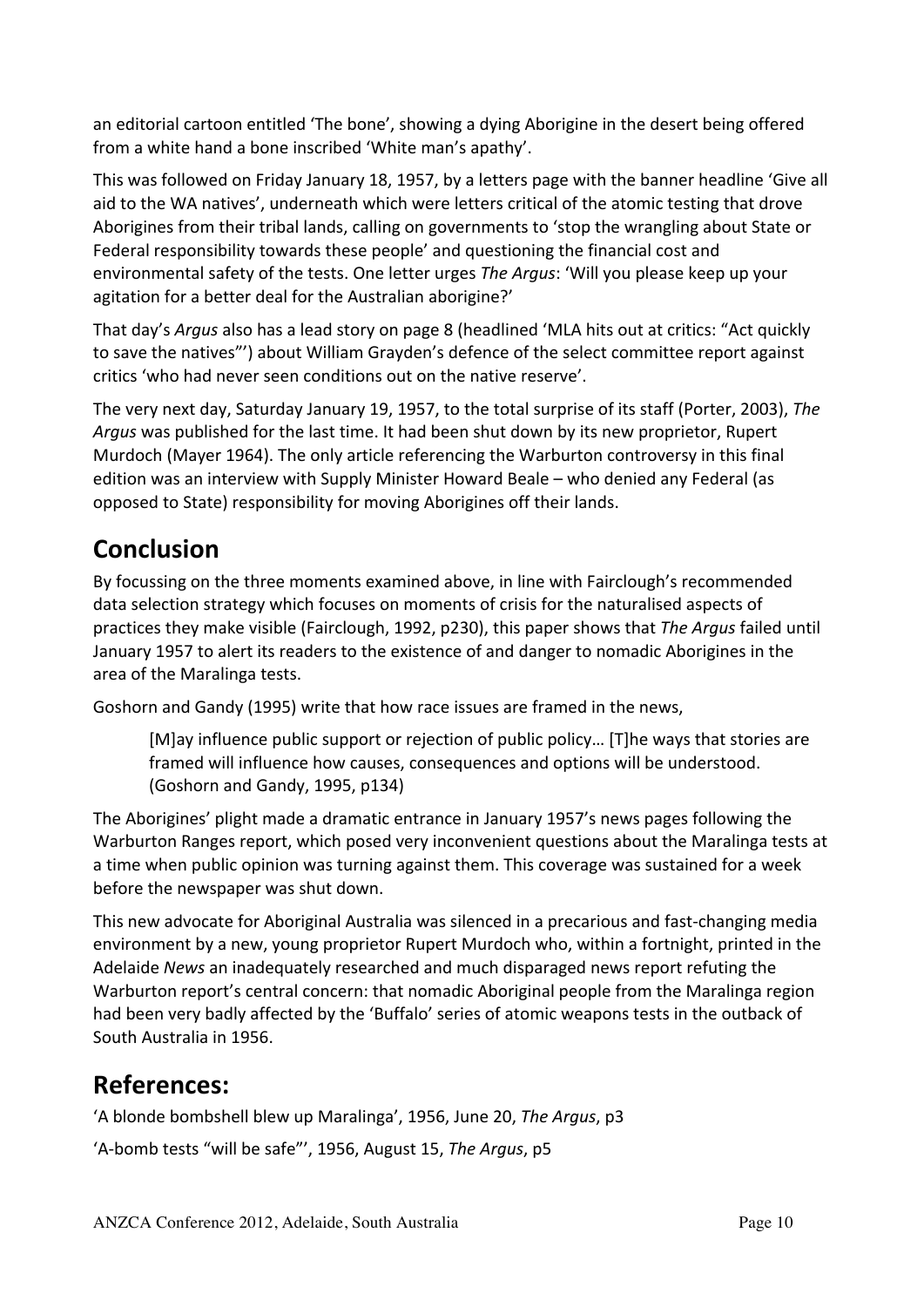an editorial cartoon entitled 'The bone', showing a dying Aborigine in the desert being offered from a white hand a bone inscribed 'White man's apathy'.

This was followed on Friday January 18, 1957, by a letters page with the banner headline 'Give all aid to the WA natives', underneath which were letters critical of the atomic testing that drove Aborigines from their tribal lands, calling on governments to 'stop the wrangling about State or Federal responsibility towards these people' and questioning the financial cost and environmental safety of the tests. One letter urges *The Argus*: 'Will you please keep up your agitation for a better deal for the Australian aborigine?'

That day's *Argus* also has a lead story on page 8 (headlined 'MLA hits out at critics: "Act quickly to save the natives"') about William Grayden's defence of the select committee report against critics 'who had never seen conditions out on the native reserve'.

The very next day, Saturday January 19, 1957, to the total surprise of its staff (Porter, 2003), *The Argus* was published for the last time. It had been shut down by its new proprietor, Rupert Murdoch (Mayer 1964). The only article referencing the Warburton controversy in this final edition was an interview with Supply Minister Howard Beale – who denied any Federal (as opposed to State) responsibility for moving Aborigines off their lands.

## Conclusion

By focussing on the three moments examined above, in line with Fairclough's recommended data selection strategy which focuses on moments of crisis for the naturalised aspects of practices they make visible (Fairclough, 1992, p230), this paper shows that *The Argus* failed until January 1957 to alert its readers to the existence of and danger to nomadic Aborigines in the area of the Maralinga tests.

Goshorn and Gandy (1995) write that how race issues are framed in the news,

> [M]ay influence public support or rejection of public policy… [T]he ways that stories are framed will influence how causes, consequences and options will be understood. (Goshorn and Gandy, 1995, p134)

The Aborigines' plight made a dramatic entrance in January 1957's news pages following the Warburton Ranges report, which posed very inconvenient questions about the Maralinga tests at a time when public opinion was turning against them. This coverage was sustained for a week before the newspaper was shut down.

This new advocate for Aboriginal Australia was silenced in a precarious and fast-changing media environment by a new, young proprietor Rupert Murdoch who, within a fortnight, printed in the Adelaide *News* an inadequately researched and much disparaged news report refuting the Warburton report's central concern: that nomadic Aboriginal people from the Maralinga region had been very badly affected by the 'Buffalo' series of atomic weapons tests in the outback of South Australia in 1956.

## References:

'A blonde bombshell blew up Maralinga', 1956, June 20, *The Argus*, p3

'A-bomb tests "will be safe"', 1956, August 15, *The Argus*, p5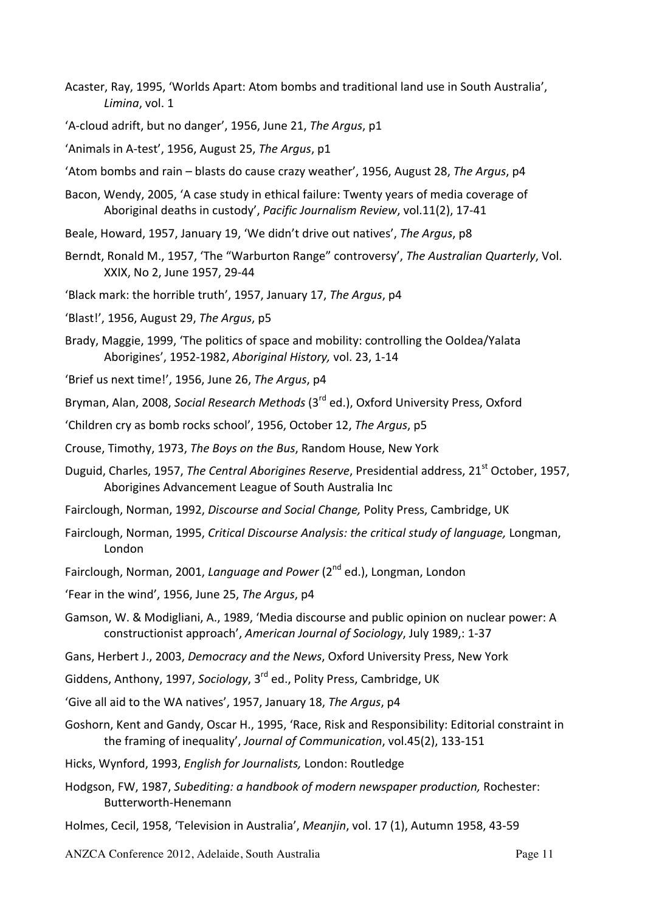Acaster, Ray, 1995, 'Worlds Apart: Atom bombs and traditional land use in South Australia', *Limina*, vol. 1

'A-cloud adrift, but no danger', 1956, June 21, *The Argus*, p1

'Animals in A-test', 1956, August 25, *The Argus*, p1

'Atom bombs and rain – blasts do cause crazy weather', 1956, August 28, *The Argus*, p4

Bacon, Wendy, 2005, 'A case study in ethical failure: Twenty years of media coverage of Aboriginal deaths in custody', *Pacific Journalism Review*, vol.11(2), 17-41

Beale, Howard, 1957, January 19, 'We didn't drive out natives', *The Argus*, p8

Berndt, Ronald M., 1957, 'The "Warburton Range" controversy', *The Australian Quarterly*, Vol. XXIX, No 2, June 1957, 29-44

'Black mark: the horrible truth', 1957, January 17, *The Argus*, p4

'Blast!', 1956, August 29, *The Argus*, p5

Brady, Maggie, 1999, 'The politics of space and mobility: controlling the Ooldea/Yalata Aborigines', 1952-1982, *Aboriginal History,* vol. 23, 1-14

'Brief us next time!', 1956, June 26, *The Argus*, p4

Bryman, Alan, 2008, *Social Research Methods* (3rd ed.), Oxford University Press, Oxford

'Children cry as bomb rocks school', 1956, October 12, *The Argus*, p5

Crouse, Timothy, 1973, *The Boys on the Bus*, Random House, New York

Duguid, Charles, 1957, *The Central Aborigines Reserve*, Presidential address, 21st October, 1957, Aborigines Advancement League of South Australia Inc

Fairclough, Norman, 1992, *Discourse and Social Change,* Polity Press, Cambridge, UK

Fairclough, Norman, 1995, *Critical Discourse Analysis: the critical study of language,* Longman, London

Fairclough, Norman, 2001, *Language and Power* (2nd ed.), Longman, London

'Fear in the wind', 1956, June 25, *The Argus*, p4

Gamson, W. & Modigliani, A., 1989, 'Media discourse and public opinion on nuclear power: A constructionist approach', *American Journal of Sociology*, July 1989,: 1-37

Gans, Herbert J., 2003, *Democracy and the News*, Oxford University Press, New York

Giddens, Anthony, 1997, *Sociology*, 3rd ed., Polity Press, Cambridge, UK

'Give all aid to the WA natives', 1957, January 18, *The Argus*, p4

Goshorn, Kent and Gandy, Oscar H., 1995, 'Race, Risk and Responsibility: Editorial constraint in the framing of inequality', *Journal of Communication*, vol.45(2), 133-151

Hicks, Wynford, 1993, *English for Journalists,* London: Routledge

Hodgson, FW, 1987, *Subediting: a handbook of modern newspaper production,* Rochester: Butterworth-Henemann

Holmes, Cecil, 1958, 'Television in Australia', *Meanjin*, vol. 17 (1), Autumn 1958, 43-59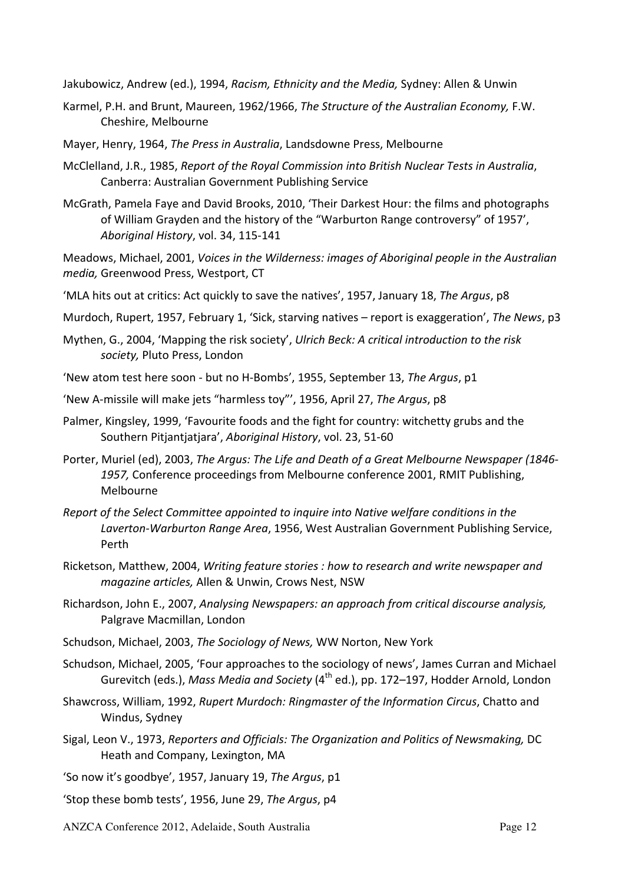Jakubowicz, Andrew (ed.), 1994, *Racism, Ethnicity and the Media,* Sydney: Allen & Unwin

Karmel, P.H. and Brunt, Maureen, 1962/1966, *The Structure of the Australian Economy,* F.W. Cheshire, Melbourne

Mayer, Henry, 1964, *The Press in Australia*, Landsdowne Press, Melbourne

McClelland, J.R., 1985, *Report of the Royal Commission into British Nuclear Tests in Australia*, Canberra: Australian Government Publishing Service

McGrath, Pamela Faye and David Brooks, 2010, 'Their Darkest Hour: the films and photographs of William Grayden and the history of the "Warburton Range controversy" of 1957', *Aboriginal History*, vol. 34, 115-141

Meadows, Michael, 2001, *Voices in the Wilderness: images of Aboriginal people in the Australian media,* Greenwood Press, Westport, CT

'MLA hits out at critics: Act quickly to save the natives', 1957, January 18, *The Argus*, p8

Murdoch, Rupert, 1957, February 1, 'Sick, starving natives – report is exaggeration', *The News*, p3

Mythen, G., 2004, 'Mapping the risk society', *Ulrich Beck: A critical introduction to the risk society,* Pluto Press, London

'New atom test here soon - but no H-Bombs', 1955, September 13, *The Argus*, p1

'New A-missile will make jets "harmless toy"', 1956, April 27, *The Argus*, p8

Palmer, Kingsley, 1999, 'Favourite foods and the fight for country: witchetty grubs and the Southern Pitjantjatjara', *Aboriginal History*, vol. 23, 51-60

Porter, Muriel (ed), 2003, *The Argus: The Life and Death of a Great Melbourne Newspaper (1846-1957,* Conference proceedings from Melbourne conference 2001, RMIT Publishing, Melbourne

*Report of the Select Committee appointed to inquire into Native welfare conditions in the Laverton-Warburton Range Area*, 1956, West Australian Government Publishing Service, Perth

Ricketson, Matthew, 2004, *Writing feature stories : how to research and write newspaper and magazine articles,* Allen & Unwin, Crows Nest, NSW

Richardson, John E., 2007, *Analysing Newspapers: an approach from critical discourse analysis,* Palgrave Macmillan, London

Schudson, Michael, 2003, *The Sociology of News,* WW Norton, New York

Schudson, Michael, 2005, 'Four approaches to the sociology of news', James Curran and Michael Gurevitch (eds.), *Mass Media and Society* (4th ed.), pp. 172–197, Hodder Arnold, London

Shawcross, William, 1992, *Rupert Murdoch: Ringmaster of the Information Circus*, Chatto and Windus, Sydney

Sigal, Leon V., 1973, *Reporters and Officials: The Organization and Politics of Newsmaking,* DC Heath and Company, Lexington, MA

'So now it's goodbye', 1957, January 19, *The Argus*, p1

'Stop these bomb tests', 1956, June 29, *The Argus*, p4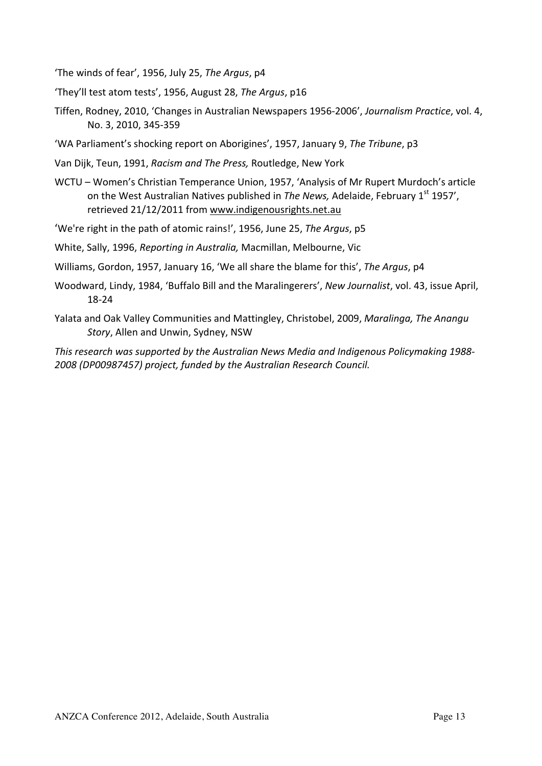'The winds of fear', 1956, July 25, *The Argus*, p4

'They'll test atom tests', 1956, August 28, *The Argus*, p16

Tiffen, Rodney, 2010, 'Changes in Australian Newspapers 1956-2006', *Journalism Practice*, vol. 4, No. 3, 2010, 345-359

'WA Parliament's shocking report on Aborigines', 1957, January 9, *The Tribune*, p3

Van Dijk, Teun, 1991, *Racism and The Press,* Routledge, New York

WCTU – Women's Christian Temperance Union, 1957, 'Analysis of Mr Rupert Murdoch's article on the West Australian Natives published in *The News,* Adelaide, February 1st 1957', retrieved 21/12/2011 from www.indigenousrights.net.au

'We're right in the path of atomic rains!', 1956, June 25, *The Argus*, p5

White, Sally, 1996, *Reporting in Australia,* Macmillan, Melbourne, Vic

Williams, Gordon, 1957, January 16, 'We all share the blame for this', *The Argus*, p4

Woodward, Lindy, 1984, 'Buffalo Bill and the Maralingerers', *New Journalist*, vol. 43, issue April, 18-24

Yalata and Oak Valley Communities and Mattingley, Christobel, 2009, *Maralinga, The Anangu Story*, Allen and Unwin, Sydney, NSW

*This research was supported by the Australian News Media and Indigenous Policymaking 1988-2008 (DP00987457) project, funded by the Australian Research Council.*